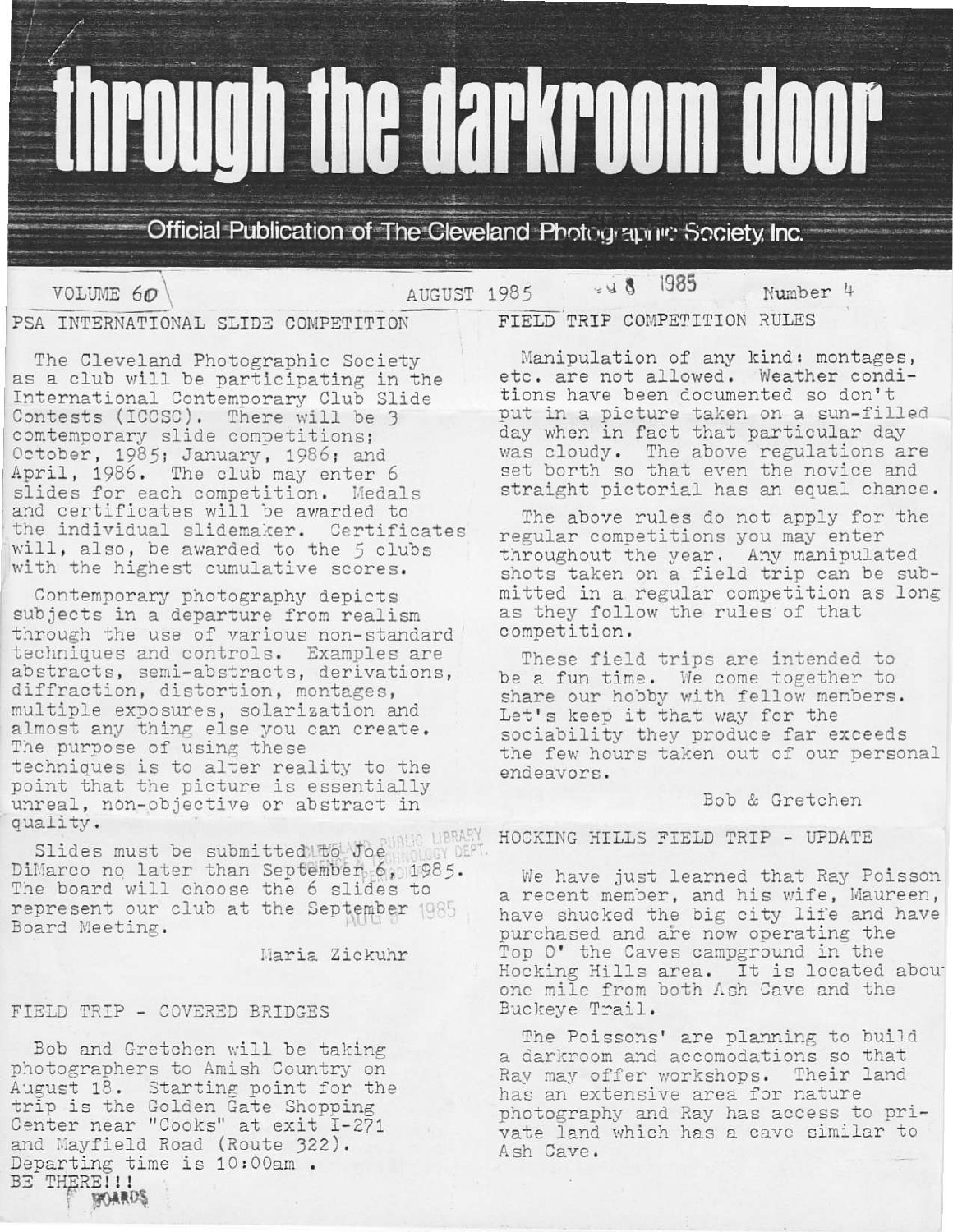# through the darkroom door

Official Publication of The Cleveland Photographic Society, Inc.

VOLUME 60 — AUGUST 1985 — Number 4

## PSA INTERNATIONAL SLIDE COMPETITION

The Cleveland Photographic Society as a club will be participating in the International Contemporary Club Slide Contests (ICCSC). There will be 3 comtemporary slide competitions; October, 1985; January, 1986; and April, 1986. The club may enter 6 slides for each competition. Medals and certificates will be awarded to the individual slidemaker. Certificates will, also, be awarded to the 5 clubs with the highest cumulative scores.

Contemporary photography depicts subjects in a departure from realism through the use of various non-standard techniques and controls. Examples are abstracts, semi-abstracts, derivations, diffraction, distortion, montages, multiple exposures, solarization and almost any thing else you can create. The purpose of using these techniques is to alter reality to the point that the picture is essentially unreal, non-objective or abstract in quality.

Slides must be submitted to Joe DiMarco no later than September 6, 1985. The board will choose the 6 slides to represent our club at the September Board Meeting.

Maria Zickuhr

## FIELD TRIP - COVERED BRIDGES

Bob and Gretchen will be taking photographers to Amish Country on August 18. Starting point for the trip is the Golden Gate Shopping Center near "Cooks" at exit I-271 and Mayfield Road (Route 322). Departing time is 10:00am .

BE THERE!!!

## FIELD TRIP COMPETITION RULES

Manipulation of any kind: montages, etc. are not allowed. Weather conditions have been documented so don't put in a picture taken on a sun-filled day when in fact that particular day was cloudy. The above regulations are set borth so that even the novice and straight pictorial has an equal chance.

The above rules do not apply for the regular competitions you may enter throughout the year. Any manipulated shots taken on a field trip can be submitted in a regular competition as long as they follow the rules of that competition.

These field trips are intended to be a fun time. We come together to share our hobby with fellow members. Let's keep it that way for the sociability they produce far exceeds the few hours taken out of our personal endeavors.

Bob & Gretchen

## HOCKING HILLS FIELD TRIP - UPDATE

We have just learned that Ray Poisson a recent member, and his wife, Maureen, have shucked the big city life and have purchased and are now operating the Top O' the Caves campground in the Hocking Hills area. It is located about one mile from both Ash Cave and the Buckeye Trail.

The Poissons' are planning to build a darkroom and accomodations so that Ray may offer workshops. Their land has an extensive area for nature photography and Ray has access to private land which has a cave similar to Ash Cave.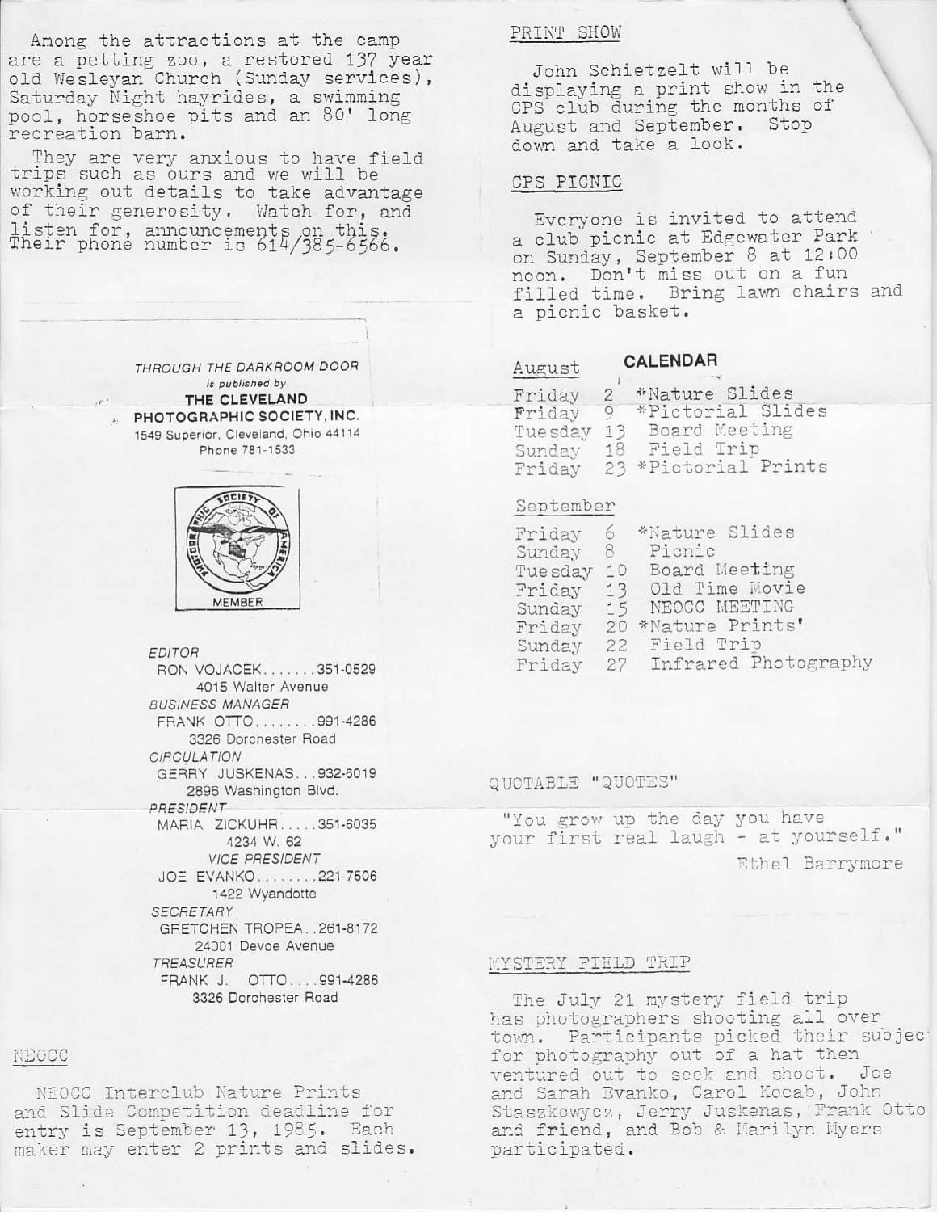Among the attractions at the camp are a petting zoo, a restored 137 year old Wesleyan Church (Sunday services), Saturday Night hayrides, a swimming pool, horseshoe pits and an 80' long recreation barn.

They are very anxious to have field trips such as ours and we will be working out details to take advantage of their generosity. Watch for, and listen for, announcements on this. Their phone number is 614/385-6566.

*THROUGH THE DARKROOM DOOR*
*is published by*
**THE CLEVELAND PHOTOGRAPHIC SOCIETY, INC.**
1549 Superior, Cleveland, Ohio 44114
Phone 781-1533

PHOTOGRAPHIC SOCIETY OF AMERICA
MEMBER

*EDITOR*
RON VOJACEK.......351-0529
4015 Walter Avenue

*BUSINESS MANAGER*
FRANK OTTO........991-4286
3326 Dorchester Road

*CIRCULATION*
GERRY JUSKENAS...932-6019
2896 Washington Blvd.

*PRESIDENT*
MARIA ZICKUHR.....351-6035
4234 W. 62

*VICE PRESIDENT*
JOE EVANKO........221-7506
1422 Wyandotte

*SECRETARY*
GRETCHEN TROPEA..261-8172
24001 Devoe Avenue

*TREASURER*
FRANK J. OTTO....991-4286
3326 Dorchester Road

## NEOCC

NEOCC Interclub Nature Prints and Slide Competition deadline for entry is September 13, 1985. Each maker may enter 2 prints and slides.

## PRINT SHOW

John Schietzelt will be displaying a print show in the CPS club during the months of August and September. Stop down and take a look.

## CPS PICNIC

Everyone is invited to attend a club picnic at Edgewater Park on Sunday, September 8 at 12:00 noon. Don't miss out on a fun filled time. Bring lawn chairs and a picnic basket.

## CALENDAR

**August**

| | | |
|---|---|---|
| Friday | 2 | *Nature Slides |
| Friday | 9 | *Pictorial Slides |
| Tuesday | 13 | Board Meeting |
| Sunday | 18 | Field Trip |
| Friday | 23 | *Pictorial Prints |

**September**

| | | |
|---|---|---|
| Friday | 6 | *Nature Slides |
| Sunday | 8 | Picnic |
| Tuesday | 10 | Board Meeting |
| Friday | 13 | Old Time Movie |
| Sunday | 15 | NEOCC MEETING |
| Friday | 20 | *Nature Prints' |
| Sunday | 22 | Field Trip |
| Friday | 27 | Infrared Photography |

## QUOTABLE "QUOTES"

"You grow up the day you have your first real laugh - at yourself."

Ethel Barrymore

## MYSTERY FIELD TRIP

The July 21 mystery field trip has photographers shooting all over town. Participants picked their subjec for photography out of a hat then ventured out to seek and shoot. Joe and Sarah Evanko, Carol Kocab, John Staszkowycz, Jerry Juskenas, Frank Otto and friend, and Bob & Marilyn Myers participated.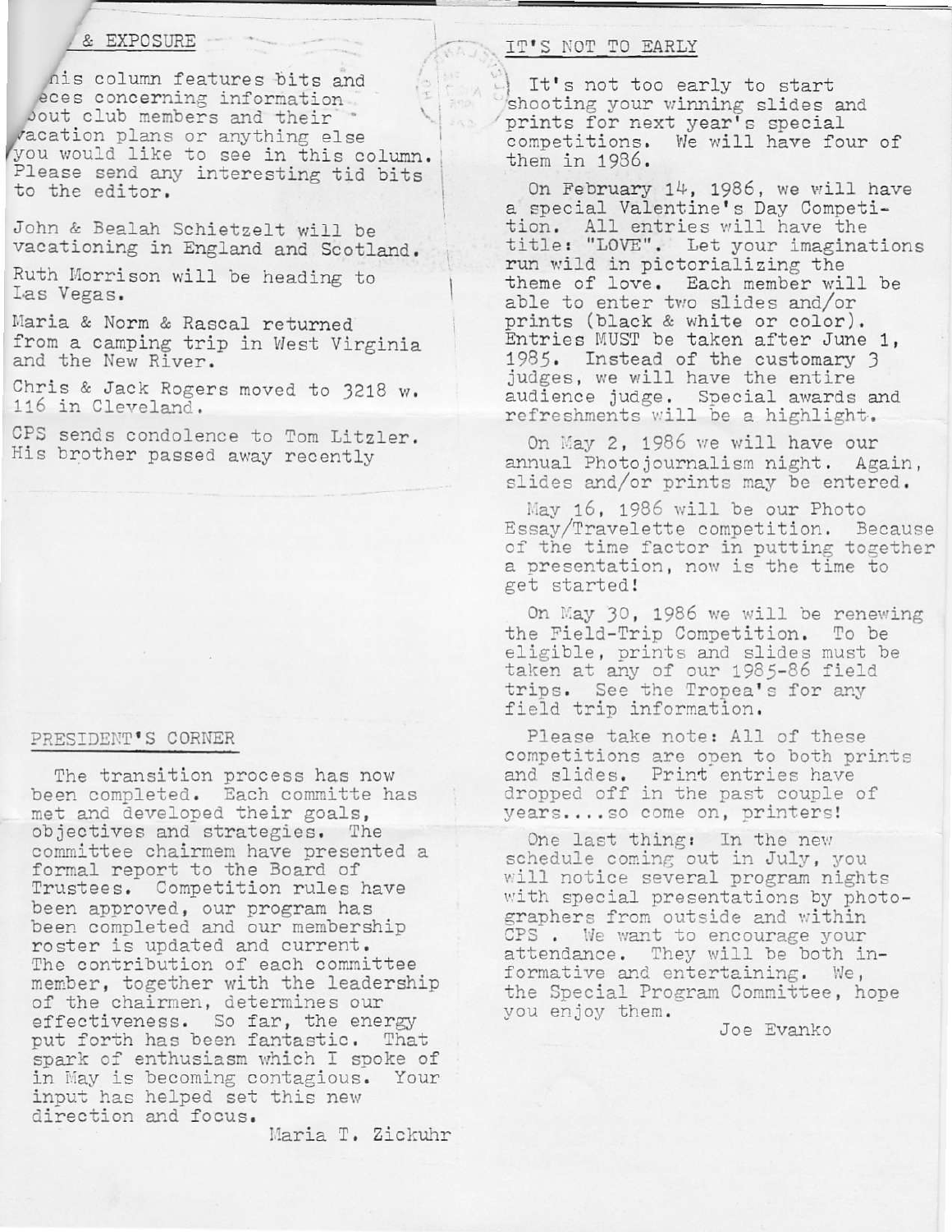## & EXPOSURE

his column features bits and eces concerning information bout club members and their vacation plans or anything else you would like to see in this column. Please send any interesting tid bits to the editor.

John & Bealah Schietzelt will be vacationing in England and Scotland.

Ruth Morrison will be heading to Las Vegas.

Maria & Norm & Rascal returned from a camping trip in West Virginia and the New River.

Chris & Jack Rogers moved to 3218 W. 116 in Cleveland.

CPS sends condolence to Tom Litzler. His brother passed away recently

## PRESIDENT'S CORNER

The transition process has now been completed. Each committe has met and developed their goals, objectives and strategies. The committee chairmem have presented a formal report to the Board of Trustees. Competition rules have been approved, our program has been completed and our membership roster is updated and current. The contribution of each committee member, together with the leadership of the chairmen, determines our effectiveness. So far, the energy put forth has been fantastic. That spark of enthusiasm which I spoke of in May is becoming contagious. Your input has helped set this new direction and focus.

Maria T. Zickuhr

## IT'S NOT TO EARLY

It's not too early to start shooting your winning slides and prints for next year's special competitions. We will have four of them in 1986.

On February 14, 1986, we will have a special Valentine's Day Competition. All entries will have the title: "LOVE". Let your imaginations run wild in pictorializing the theme of love. Each member will be able to enter two slides and/or prints (black & white or color). Entries MUST be taken after June 1, 1985. Instead of the customary 3 judges, we will have the entire audience judge. Special awards and refreshments will be a highlight.

On May 2, 1986 we will have our annual Photojournalism night. Again, slides and/or prints may be entered.

May 16, 1986 will be our Photo Essay/Travelette competition. Because of the time factor in putting together a presentation, now is the time to get started!

On May 30, 1986 we will be renewing the Field-Trip Competition. To be eligible, prints and slides must be taken at any of our 1985-86 field trips. See the Tropea's for any field trip information.

Please take note: All of these competitions are open to both prints and slides. Print entries have dropped off in the past couple of years....so come on, printers!

One last thing: In the new schedule coming out in July, you will notice several program nights with special presentations by photographers from outside and within CPS . We want to encourage your attendance. They will be both informative and entertaining. We, the Special Program Committee, hope you enjoy them.

Joe Evanko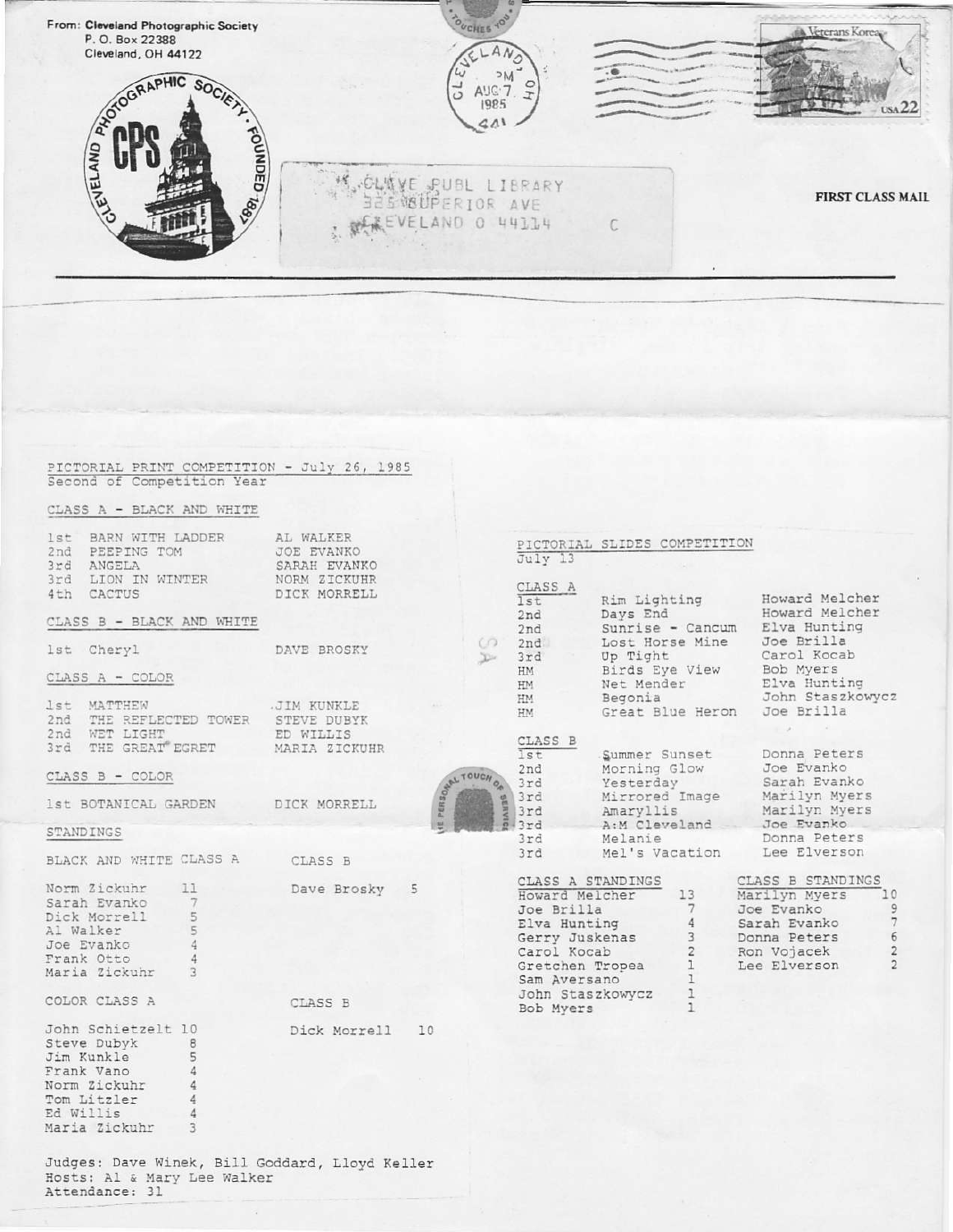From: **Cleveland Photographic Society**
P. O. Box 22388
Cleveland, OH 44122

CLEVELAND PHOTOGRAPHIC SOCIETY · CPS · FOUNDED 1887

CLEVELAND OH AUG 7 1985

Veterans Korea USA 22

CLEVE PUBL LIBRARY
325 SUPERIOR AVE
CLEVELAND O 44114 C

**FIRST CLASS MAIL**

---

PICTORIAL PRINT COMPETITION - July 26, 1985
Second of Competition Year

CLASS A - BLACK AND WHITE

| | | |
|---|---|---|
| 1st | BARN WITH LADDER | AL WALKER |
| 2nd | PEEPING TOM | JOE EVANKO |
| 3rd | ANGELA | SARAH EVANKO |
| 3rd | LION IN WINTER | NORM ZICKUHR |
| 4th | CACTUS | DICK MORRELL |

CLASS B - BLACK AND WHITE

| | | |
|---|---|---|
| 1st | Cheryl | DAVE BROSKY |

CLASS A - COLOR

| | | |
|---|---|---|
| 1st | MATTHEW | JIM KUNKLE |
| 2nd | THE REFLECTED TOWER | STEVE DUBYK |
| 2nd | WET LIGHT | ED WILLIS |
| 3rd | THE GREAT EGRET | MARIA ZICKUHR |

CLASS B - COLOR

| | | |
|---|---|---|
| 1st | BOTANICAL GARDEN | DICK MORRELL |

STANDINGS

BLACK AND WHITE CLASS A

| | |
|---|---|
| Norm Zickuhr | 11 |
| Sarah Evanko | 7 |
| Dick Morrell | 5 |
| Al Walker | 5 |
| Joe Evanko | 4 |
| Frank Otto | 4 |
| Maria Zickuhr | 3 |

CLASS B

| | |
|---|---|
| Dave Brosky | 5 |

COLOR CLASS A

| | |
|---|---|
| John Schietzelt | 10 |
| Steve Dubyk | 8 |
| Jim Kunkle | 5 |
| Frank Vano | 4 |
| Norm Zickuhr | 4 |
| Tom Litzler | 4 |
| Ed Willis | 4 |
| Maria Zickuhr | 3 |

CLASS B

| | |
|---|---|
| Dick Morrell | 10 |

Judges: Dave Winek, Bill Goddard, Lloyd Keller
Hosts: Al & Mary Lee Walker
Attendance: 31

PICTORIAL SLIDES COMPETITION
July 13

CLASS A

| | | |
|---|---|---|
| 1st | Rim Lighting | Howard Melcher |
| 2nd | Days End | Howard Melcher |
| 2nd | Sunrise - Cancum | Elva Hunting |
| 2nd | Lost Horse Mine | Joe Brilla |
| 3rd | Up Tight | Carol Kocab |
| HM | Birds Eye View | Bob Myers |
| HM | Net Mender | Elva Hunting |
| HM | Begonia | John Staszkowycz |
| HM | Great Blue Heron | Joe Brilla |

CLASS B

| | | |
|---|---|---|
| 1st | Summer Sunset | Donna Peters |
| 2nd | Morning Glow | Joe Evanko |
| 3rd | Yesterday | Sarah Evanko |
| 3rd | Mirrored Image | Marilyn Myers |
| 3rd | Amaryllis | Marilyn Myers |
| 3rd | A:M Cleveland | Joe Evanko |
| 3rd | Melanie | Donna Peters |
| 3rd | Mel's Vacation | Lee Elverson |

CLASS A STANDINGS

| | |
|---|---|
| Howard Melcher | 13 |
| Joe Brilla | 7 |
| Elva Hunting | 4 |
| Gerry Juskenas | 3 |
| Carol Kocab | 2 |
| Gretchen Tropea | 1 |
| Sam Aversano | 1 |
| John Staszkowycz | 1 |
| Bob Myers | 1 |

CLASS B STANDINGS

| | |
|---|---|
| Marilyn Myers | 10 |
| Joe Evanko | 9 |
| Sarah Evanko | 7 |
| Donna Peters | 6 |
| Ron Vojacek | 2 |
| Lee Elverson | 2 |